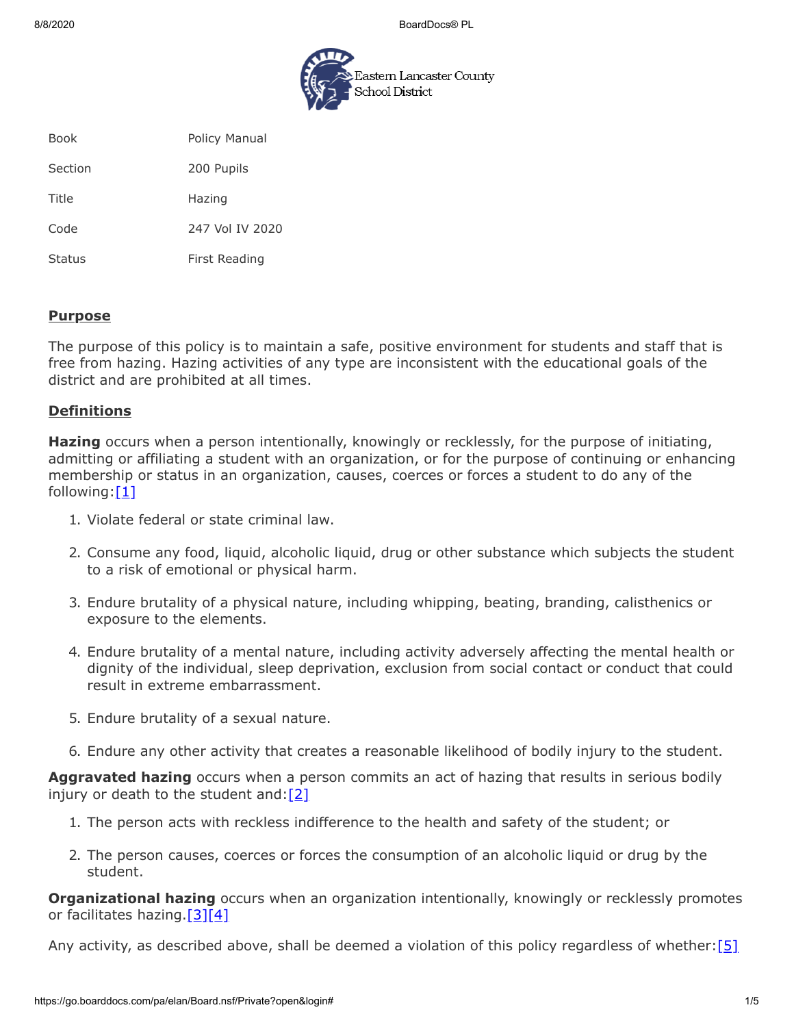Eastern Lancaster County School District

| | |
|---|---|
| Book | Policy Manual |
| Section | 200 Pupils |
| Title | Hazing |
| Code | 247 Vol IV 2020 |
| Status | First Reading |

## Purpose

The purpose of this policy is to maintain a safe, positive environment for students and staff that is free from hazing. Hazing activities of any type are inconsistent with the educational goals of the district and are prohibited at all times.

## Definitions

**Hazing** occurs when a person intentionally, knowingly or recklessly, for the purpose of initiating, admitting or affiliating a student with an organization, or for the purpose of continuing or enhancing membership or status in an organization, causes, coerces or forces a student to do any of the following:[1]

1. Violate federal or state criminal law.
2. Consume any food, liquid, alcoholic liquid, drug or other substance which subjects the student to a risk of emotional or physical harm.
3. Endure brutality of a physical nature, including whipping, beating, branding, calisthenics or exposure to the elements.
4. Endure brutality of a mental nature, including activity adversely affecting the mental health or dignity of the individual, sleep deprivation, exclusion from social contact or conduct that could result in extreme embarrassment.
5. Endure brutality of a sexual nature.
6. Endure any other activity that creates a reasonable likelihood of bodily injury to the student.

**Aggravated hazing** occurs when a person commits an act of hazing that results in serious bodily injury or death to the student and:[2]

1. The person acts with reckless indifference to the health and safety of the student; or
2. The person causes, coerces or forces the consumption of an alcoholic liquid or drug by the student.

**Organizational hazing** occurs when an organization intentionally, knowingly or recklessly promotes or facilitates hazing.[3][4]

Any activity, as described above, shall be deemed a violation of this policy regardless of whether:[5]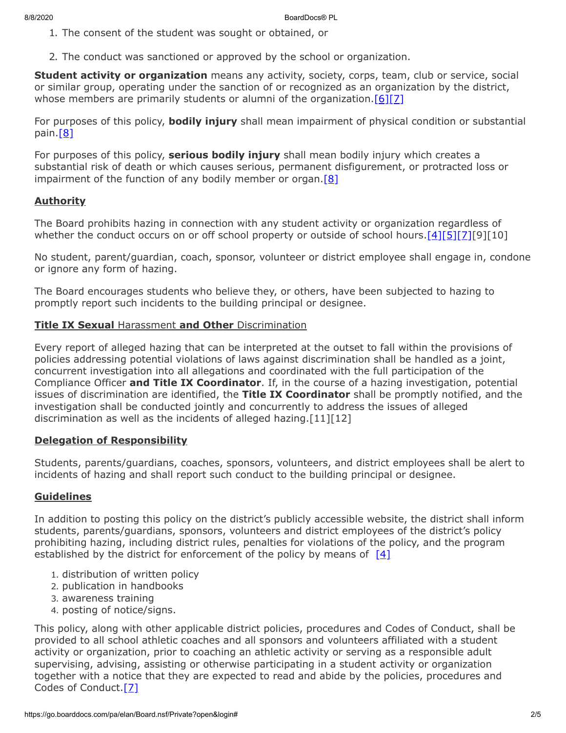1. The consent of the student was sought or obtained, or
2. The conduct was sanctioned or approved by the school or organization.

**Student activity or organization** means any activity, society, corps, team, club or service, social or similar group, operating under the sanction of or recognized as an organization by the district, whose members are primarily students or alumni of the organization.[6][7]

For purposes of this policy, **bodily injury** shall mean impairment of physical condition or substantial pain.[8]

For purposes of this policy, **serious bodily injury** shall mean bodily injury which creates a substantial risk of death or which causes serious, permanent disfigurement, or protracted loss or impairment of the function of any bodily member or organ.[8]

## Authority

The Board prohibits hazing in connection with any student activity or organization regardless of whether the conduct occurs on or off school property or outside of school hours.[4][5][7][9][10]

No student, parent/guardian, coach, sponsor, volunteer or district employee shall engage in, condone or ignore any form of hazing.

The Board encourages students who believe they, or others, have been subjected to hazing to promptly report such incidents to the building principal or designee.

## **Title IX Sexual** Harassment **and Other** Discrimination

Every report of alleged hazing that can be interpreted at the outset to fall within the provisions of policies addressing potential violations of laws against discrimination shall be handled as a joint, concurrent investigation into all allegations and coordinated with the full participation of the Compliance Officer **and Title IX Coordinator**. If, in the course of a hazing investigation, potential issues of discrimination are identified, the **Title IX Coordinator** shall be promptly notified, and the investigation shall be conducted jointly and concurrently to address the issues of alleged discrimination as well as the incidents of alleged hazing.[11][12]

## Delegation of Responsibility

Students, parents/guardians, coaches, sponsors, volunteers, and district employees shall be alert to incidents of hazing and shall report such conduct to the building principal or designee.

## Guidelines

In addition to posting this policy on the district's publicly accessible website, the district shall inform students, parents/guardians, sponsors, volunteers and district employees of the district's policy prohibiting hazing, including district rules, penalties for violations of the policy, and the program established by the district for enforcement of the policy by means of [4]

1. distribution of written policy
2. publication in handbooks
3. awareness training
4. posting of notice/signs.

This policy, along with other applicable district policies, procedures and Codes of Conduct, shall be provided to all school athletic coaches and all sponsors and volunteers affiliated with a student activity or organization, prior to coaching an athletic activity or serving as a responsible adult supervising, advising, assisting or otherwise participating in a student activity or organization together with a notice that they are expected to read and abide by the policies, procedures and Codes of Conduct.[7]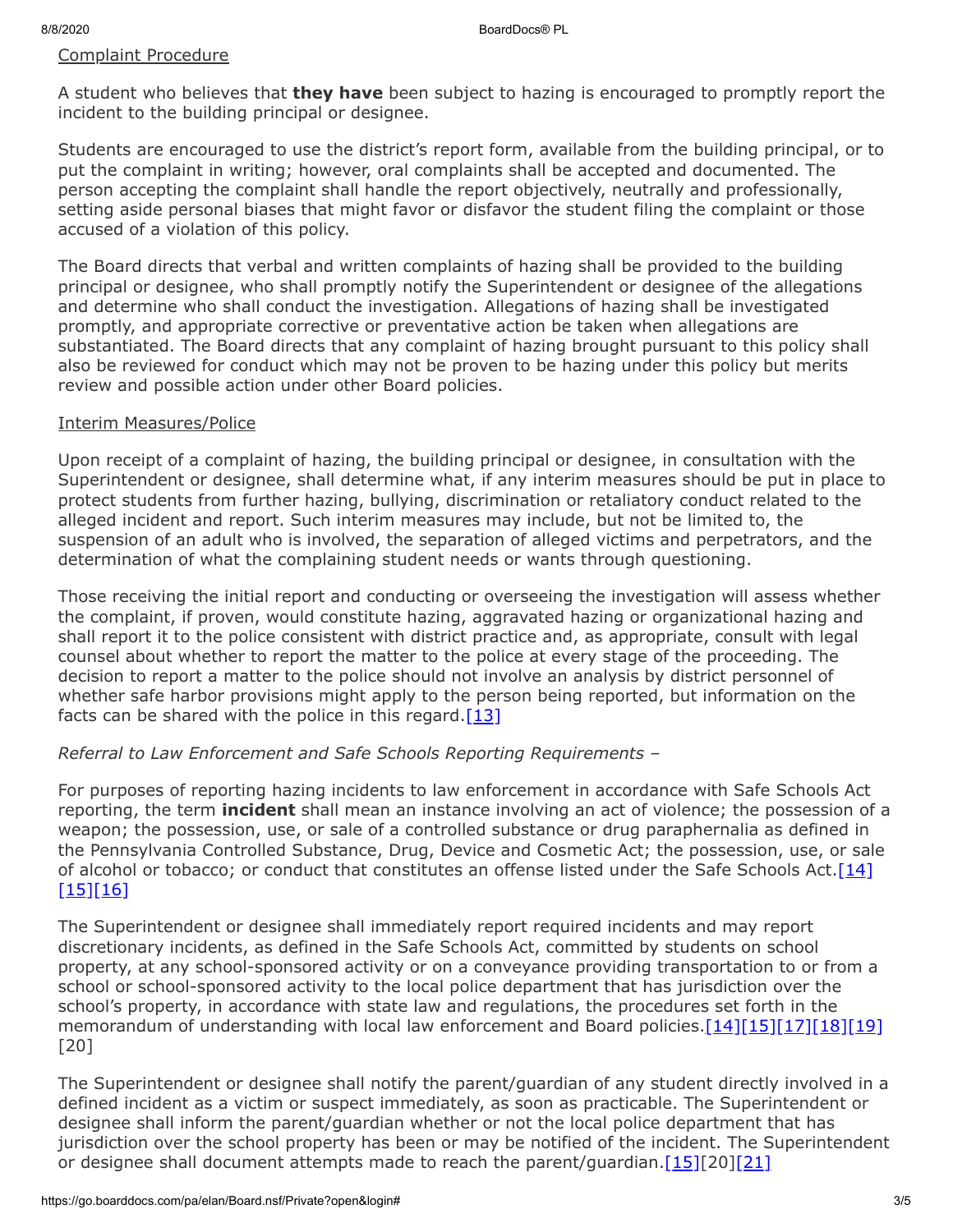Complaint Procedure

A student who believes that **they have** been subject to hazing is encouraged to promptly report the incident to the building principal or designee.

Students are encouraged to use the district's report form, available from the building principal, or to put the complaint in writing; however, oral complaints shall be accepted and documented. The person accepting the complaint shall handle the report objectively, neutrally and professionally, setting aside personal biases that might favor or disfavor the student filing the complaint or those accused of a violation of this policy.

The Board directs that verbal and written complaints of hazing shall be provided to the building principal or designee, who shall promptly notify the Superintendent or designee of the allegations and determine who shall conduct the investigation. Allegations of hazing shall be investigated promptly, and appropriate corrective or preventative action be taken when allegations are substantiated. The Board directs that any complaint of hazing brought pursuant to this policy shall also be reviewed for conduct which may not be proven to be hazing under this policy but merits review and possible action under other Board policies.

Interim Measures/Police

Upon receipt of a complaint of hazing, the building principal or designee, in consultation with the Superintendent or designee, shall determine what, if any interim measures should be put in place to protect students from further hazing, bullying, discrimination or retaliatory conduct related to the alleged incident and report. Such interim measures may include, but not be limited to, the suspension of an adult who is involved, the separation of alleged victims and perpetrators, and the determination of what the complaining student needs or wants through questioning.

Those receiving the initial report and conducting or overseeing the investigation will assess whether the complaint, if proven, would constitute hazing, aggravated hazing or organizational hazing and shall report it to the police consistent with district practice and, as appropriate, consult with legal counsel about whether to report the matter to the police at every stage of the proceeding. The decision to report a matter to the police should not involve an analysis by district personnel of whether safe harbor provisions might apply to the person being reported, but information on the facts can be shared with the police in this regard.[13]

*Referral to Law Enforcement and Safe Schools Reporting Requirements –*

For purposes of reporting hazing incidents to law enforcement in accordance with Safe Schools Act reporting, the term **incident** shall mean an instance involving an act of violence; the possession of a weapon; the possession, use, or sale of a controlled substance or drug paraphernalia as defined in the Pennsylvania Controlled Substance, Drug, Device and Cosmetic Act; the possession, use, or sale of alcohol or tobacco; or conduct that constitutes an offense listed under the Safe Schools Act.[14][15][16]

The Superintendent or designee shall immediately report required incidents and may report discretionary incidents, as defined in the Safe Schools Act, committed by students on school property, at any school-sponsored activity or on a conveyance providing transportation to or from a school or school-sponsored activity to the local police department that has jurisdiction over the school's property, in accordance with state law and regulations, the procedures set forth in the memorandum of understanding with local law enforcement and Board policies.[14][15][17][18][19][20]

The Superintendent or designee shall notify the parent/guardian of any student directly involved in a defined incident as a victim or suspect immediately, as soon as practicable. The Superintendent or designee shall inform the parent/guardian whether or not the local police department that has jurisdiction over the school property has been or may be notified of the incident. The Superintendent or designee shall document attempts made to reach the parent/guardian.[15][20][21]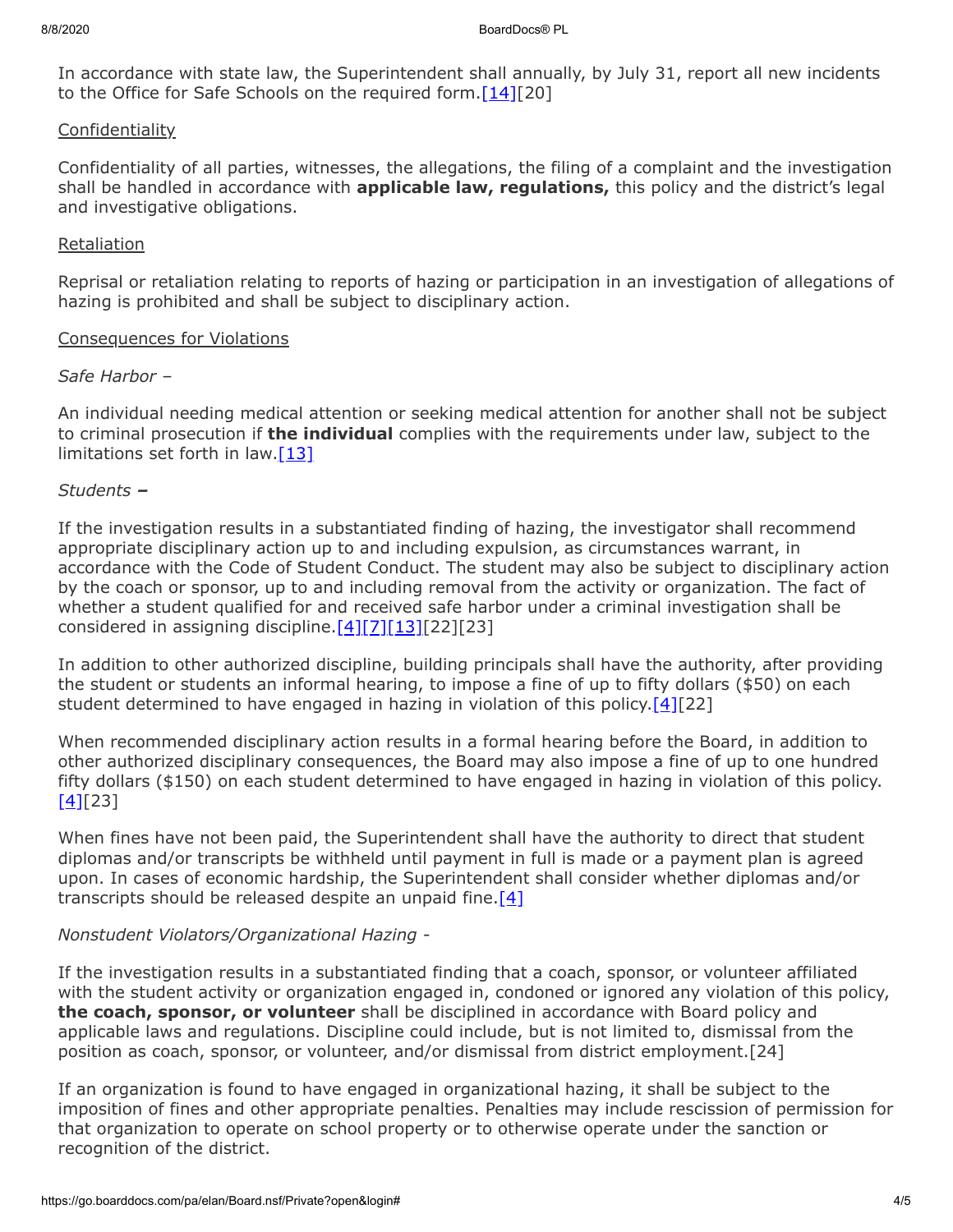In accordance with state law, the Superintendent shall annually, by July 31, report all new incidents to the Office for Safe Schools on the required form.[14][20]

Confidentiality

Confidentiality of all parties, witnesses, the allegations, the filing of a complaint and the investigation shall be handled in accordance with **applicable law, regulations,** this policy and the district's legal and investigative obligations.

Retaliation

Reprisal or retaliation relating to reports of hazing or participation in an investigation of allegations of hazing is prohibited and shall be subject to disciplinary action.

Consequences for Violations

*Safe Harbor –*

An individual needing medical attention or seeking medical attention for another shall not be subject to criminal prosecution if **the individual** complies with the requirements under law, subject to the limitations set forth in law.[13]

*Students* **–**

If the investigation results in a substantiated finding of hazing, the investigator shall recommend appropriate disciplinary action up to and including expulsion, as circumstances warrant, in accordance with the Code of Student Conduct. The student may also be subject to disciplinary action by the coach or sponsor, up to and including removal from the activity or organization. The fact of whether a student qualified for and received safe harbor under a criminal investigation shall be considered in assigning discipline.[4][7][13][22][23]

In addition to other authorized discipline, building principals shall have the authority, after providing the student or students an informal hearing, to impose a fine of up to fifty dollars ($50) on each student determined to have engaged in hazing in violation of this policy.[4][22]

When recommended disciplinary action results in a formal hearing before the Board, in addition to other authorized disciplinary consequences, the Board may also impose a fine of up to one hundred fifty dollars ($150) on each student determined to have engaged in hazing in violation of this policy.[4][23]

When fines have not been paid, the Superintendent shall have the authority to direct that student diplomas and/or transcripts be withheld until payment in full is made or a payment plan is agreed upon. In cases of economic hardship, the Superintendent shall consider whether diplomas and/or transcripts should be released despite an unpaid fine.[4]

*Nonstudent Violators/Organizational Hazing -*

If the investigation results in a substantiated finding that a coach, sponsor, or volunteer affiliated with the student activity or organization engaged in, condoned or ignored any violation of this policy, **the coach, sponsor, or volunteer** shall be disciplined in accordance with Board policy and applicable laws and regulations. Discipline could include, but is not limited to, dismissal from the position as coach, sponsor, or volunteer, and/or dismissal from district employment.[24]

If an organization is found to have engaged in organizational hazing, it shall be subject to the imposition of fines and other appropriate penalties. Penalties may include rescission of permission for that organization to operate on school property or to otherwise operate under the sanction or recognition of the district.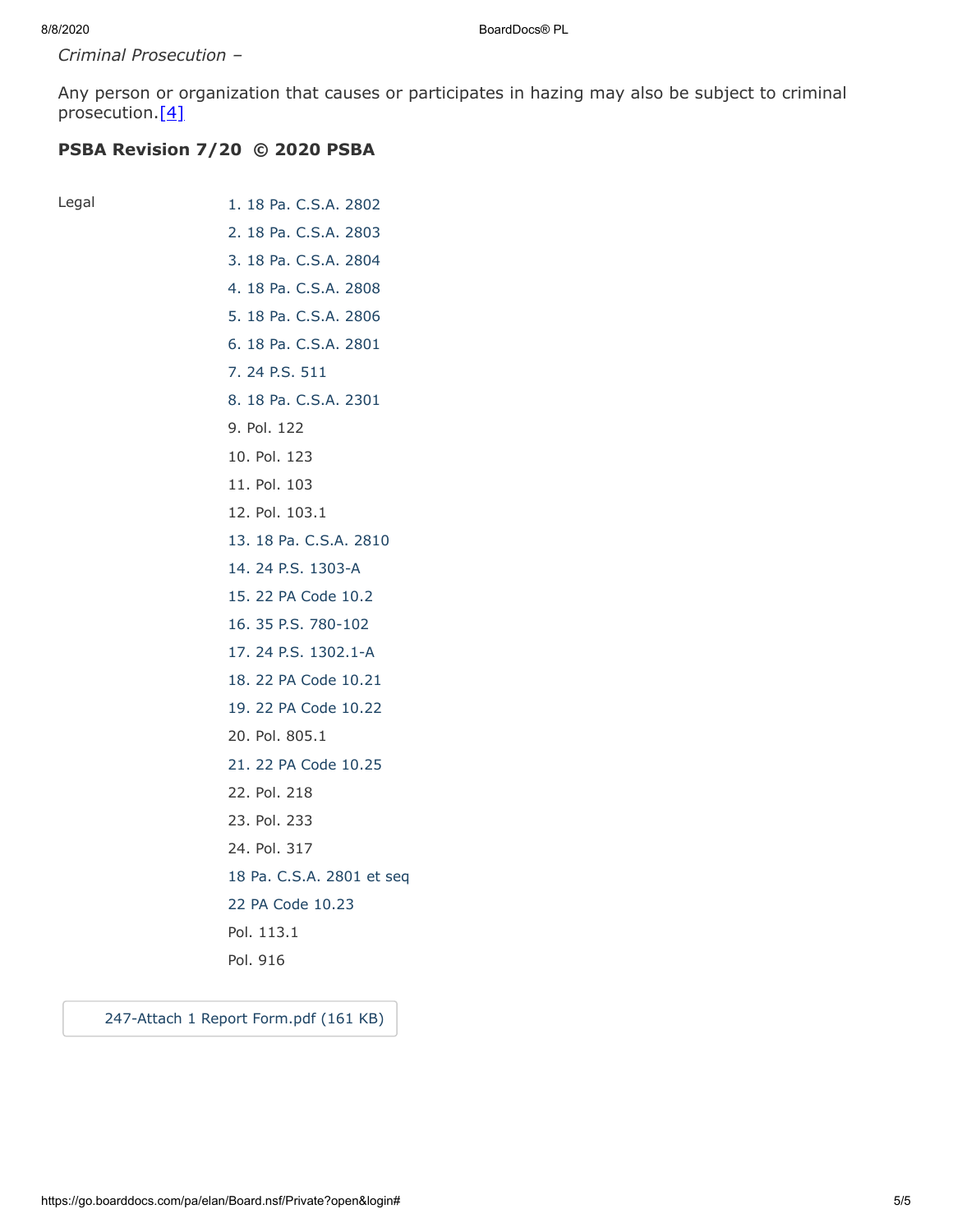*Criminal Prosecution –*

Any person or organization that causes or participates in hazing may also be subject to criminal prosecution.[4]

**PSBA Revision 7/20 © 2020 PSBA**

Legal

1. 18 Pa. C.S.A. 2802
2. 18 Pa. C.S.A. 2803
3. 18 Pa. C.S.A. 2804
4. 18 Pa. C.S.A. 2808
5. 18 Pa. C.S.A. 2806
6. 18 Pa. C.S.A. 2801
7. 24 P.S. 511
8. 18 Pa. C.S.A. 2301
9. Pol. 122
10. Pol. 123
11. Pol. 103
12. Pol. 103.1
13. 18 Pa. C.S.A. 2810
14. 24 P.S. 1303-A
15. 22 PA Code 10.2
16. 35 P.S. 780-102
17. 24 P.S. 1302.1-A
18. 22 PA Code 10.21
19. 22 PA Code 10.22
20. Pol. 805.1
21. 22 PA Code 10.25
22. Pol. 218
23. Pol. 233
24. Pol. 317

18 Pa. C.S.A. 2801 et seq

22 PA Code 10.23

Pol. 113.1

Pol. 916

247-Attach 1 Report Form.pdf (161 KB)